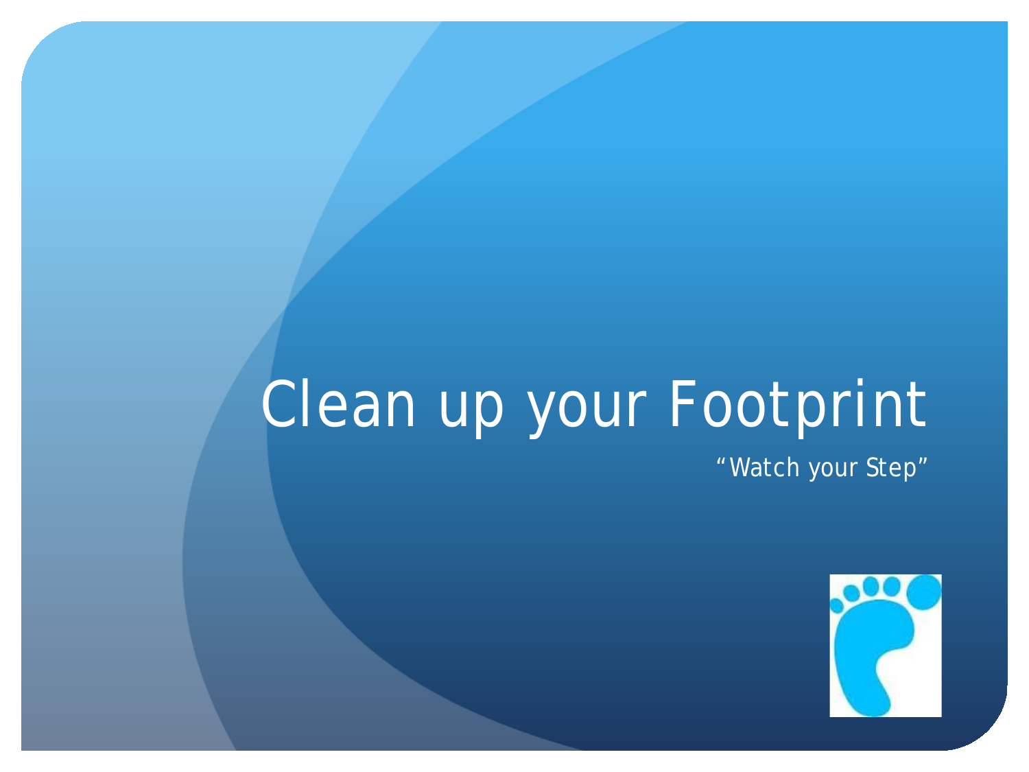# Clean up your Footprint

"Watch your Step"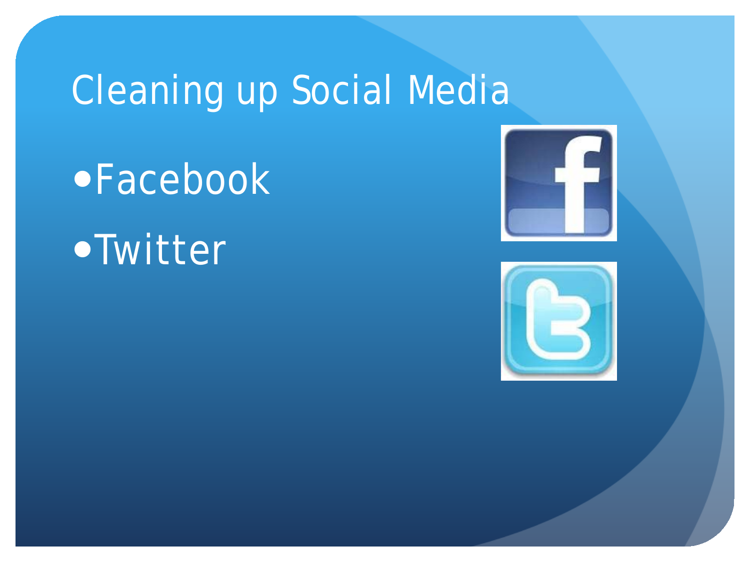# Cleaning up Social Media

- Facebook
- Twitter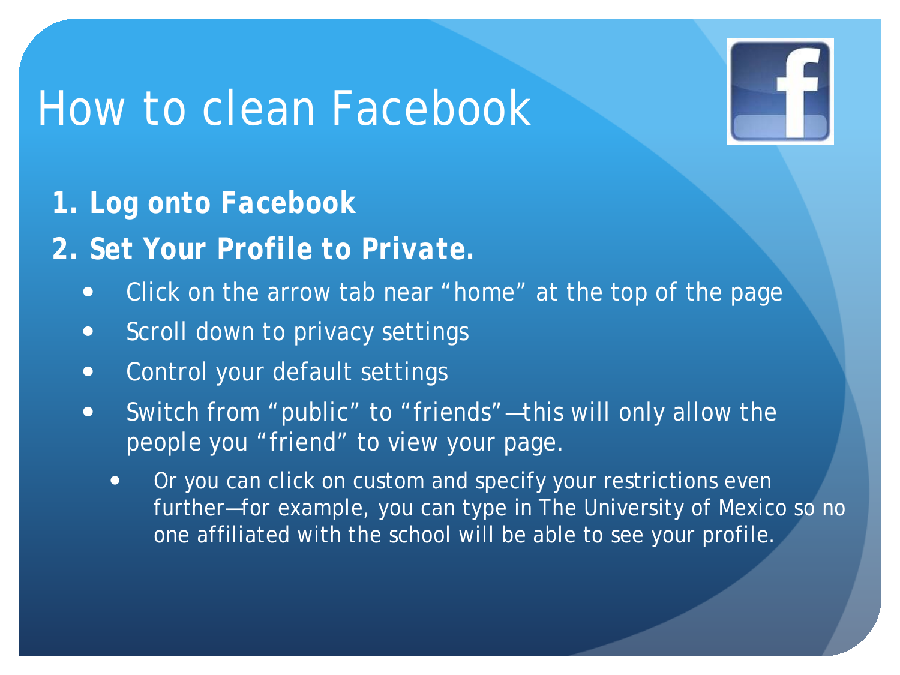# How to clean Facebook

1. **Log onto Facebook**
2. **Set Your Profile to Private.**
    - Click on the arrow tab near “home” at the top of the page
    - Scroll down to privacy settings
    - Control your default settings
    - Switch from “public” to “friends”—this will only allow the people you “friend” to view your page.
        - Or you can click on custom and specify your restrictions even further—for example, you can type in The University of Mexico so no one affiliated with the school will be able to see your profile.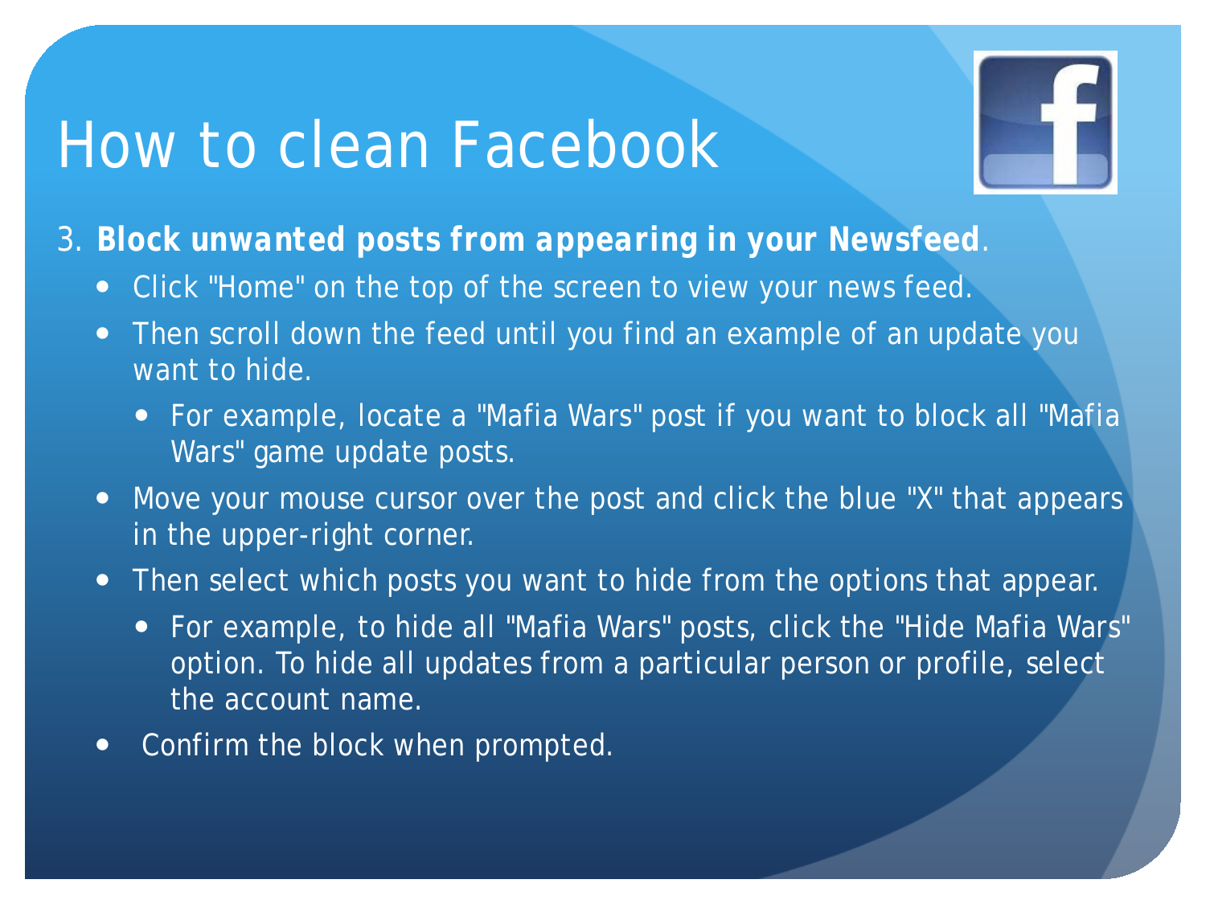# How to clean Facebook

3. **Block unwanted posts from appearing in your Newsfeed**.
    - Click "Home" on the top of the screen to view your news feed.
    - Then scroll down the feed until you find an example of an update you want to hide.
        - For example, locate a "Mafia Wars" post if you want to block all "Mafia Wars" game update posts.
    - Move your mouse cursor over the post and click the blue "X" that appears in the upper-right corner.
    - Then select which posts you want to hide from the options that appear.
        - For example, to hide all "Mafia Wars" posts, click the "Hide Mafia Wars" option. To hide all updates from a particular person or profile, select the account name.
    - Confirm the block when prompted.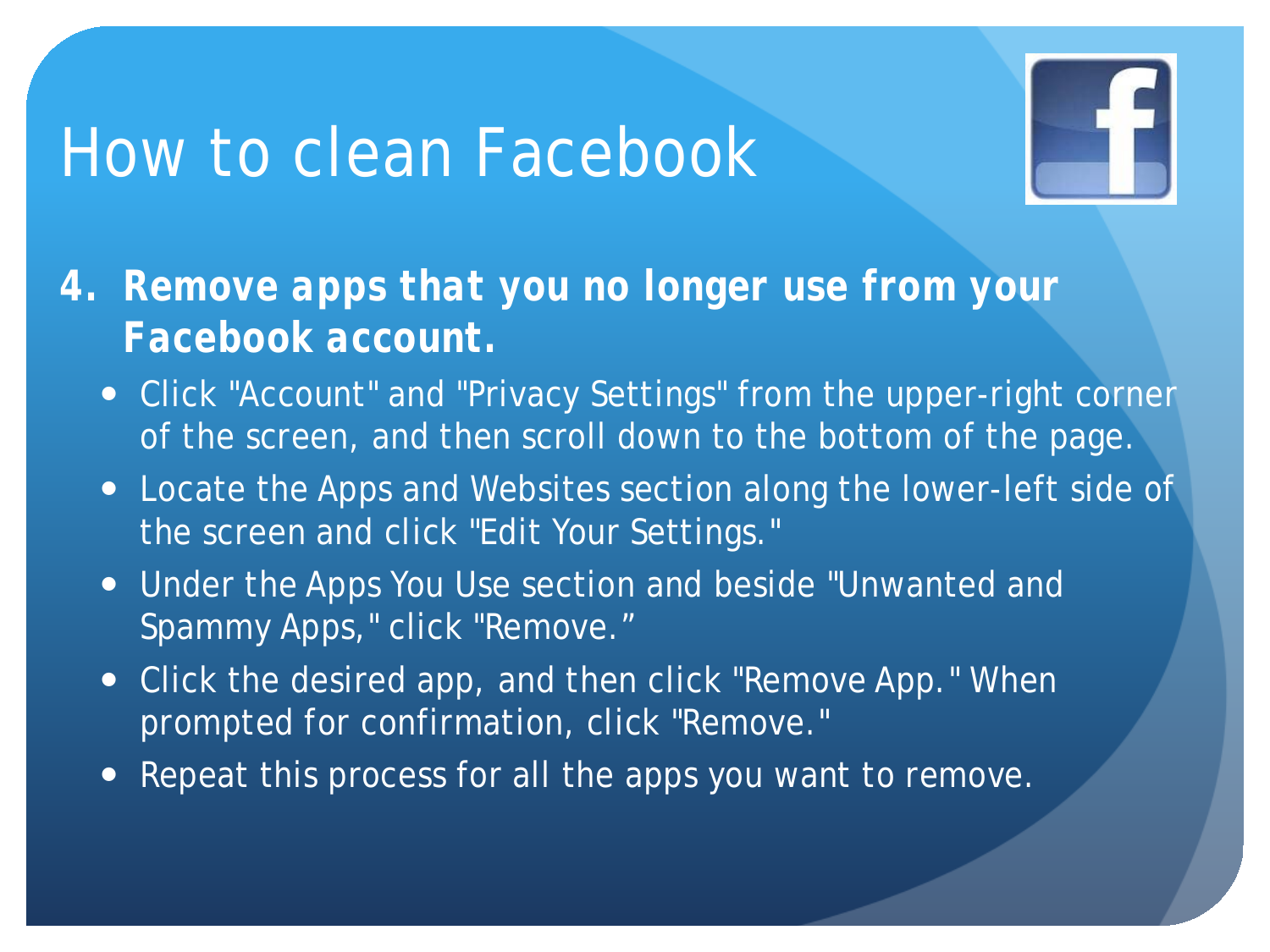# How to clean Facebook

**4. Remove apps that you no longer use from your Facebook account.**

- Click "Account" and "Privacy Settings" from the upper-right corner of the screen, and then scroll down to the bottom of the page.
- Locate the Apps and Websites section along the lower-left side of the screen and click "Edit Your Settings."
- Under the Apps You Use section and beside "Unwanted and Spammy Apps," click "Remove."
- Click the desired app, and then click "Remove App." When prompted for confirmation, click "Remove."
- Repeat this process for all the apps you want to remove.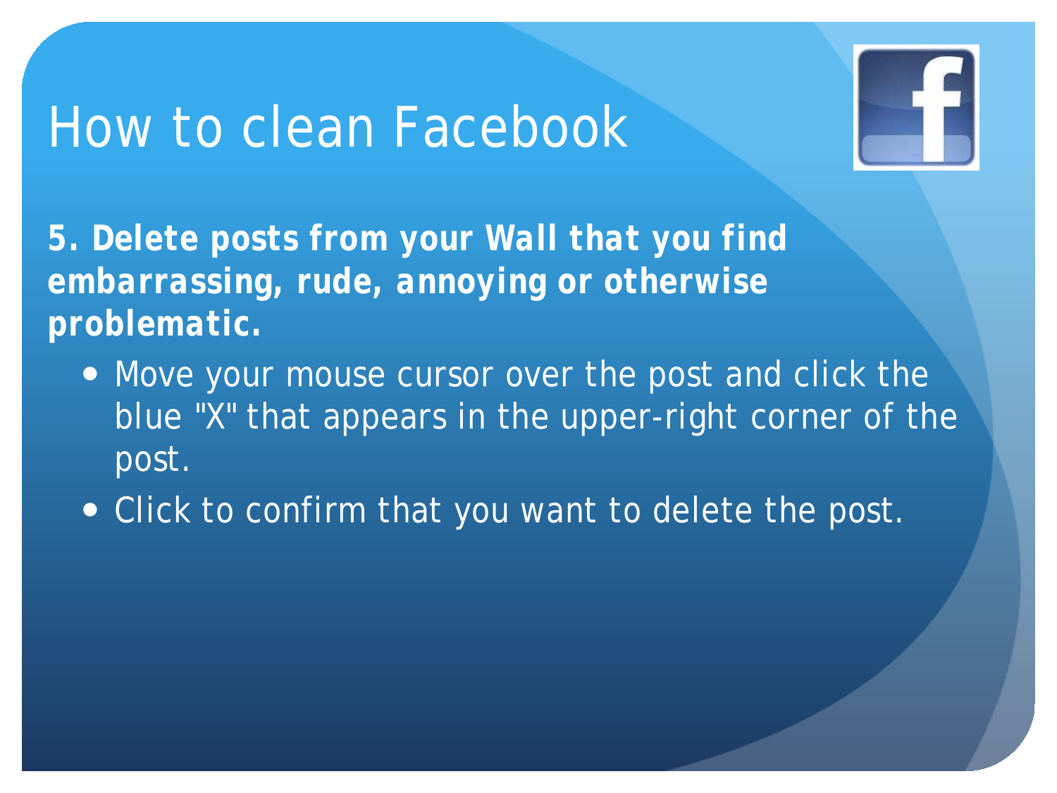# How to clean Facebook

**5. Delete posts from your Wall that you find embarrassing, rude, annoying or otherwise problematic.**

- Move your mouse cursor over the post and click the blue "X" that appears in the upper-right corner of the post.
- Click to confirm that you want to delete the post.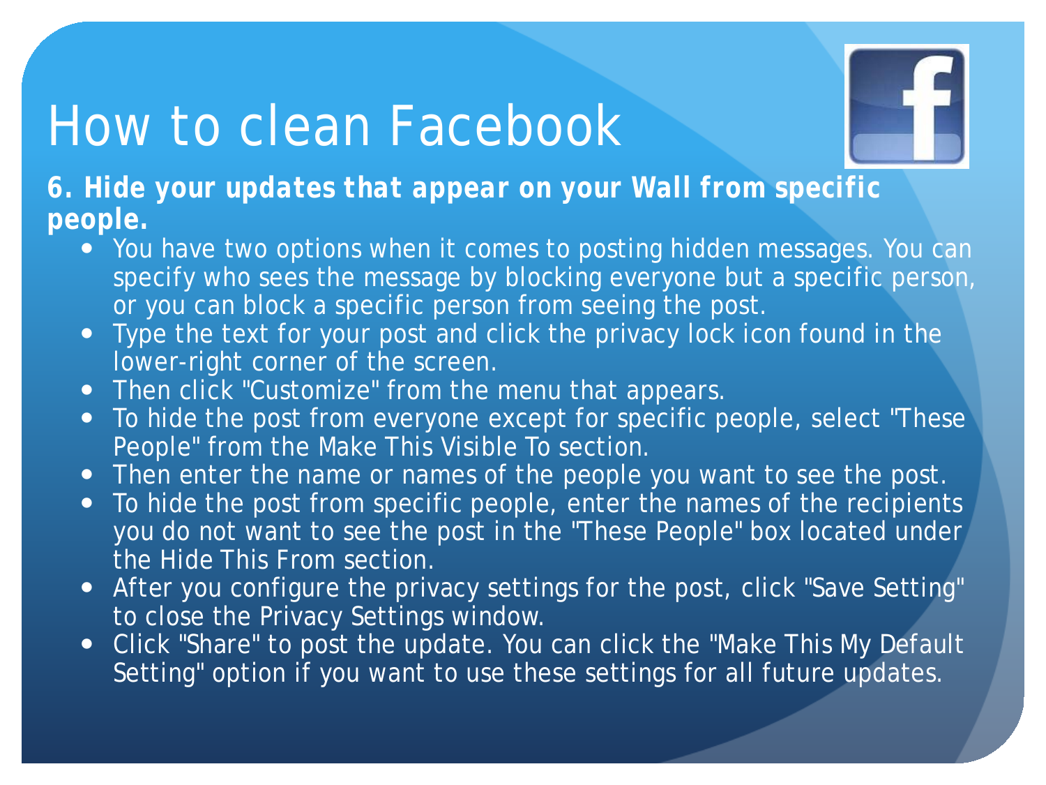# How to clean Facebook

**6. Hide your updates that appear on your Wall from specific people.**

- You have two options when it comes to posting hidden messages. You can specify who sees the message by blocking everyone but a specific person, or you can block a specific person from seeing the post.
- Type the text for your post and click the privacy lock icon found in the lower-right corner of the screen.
- Then click "Customize" from the menu that appears.
- To hide the post from everyone except for specific people, select "These People" from the Make This Visible To section.
- Then enter the name or names of the people you want to see the post.
- To hide the post from specific people, enter the names of the recipients you do not want to see the post in the "These People" box located under the Hide This From section.
- After you configure the privacy settings for the post, click "Save Setting" to close the Privacy Settings window.
- Click "Share" to post the update. You can click the "Make This My Default Setting" option if you want to use these settings for all future updates.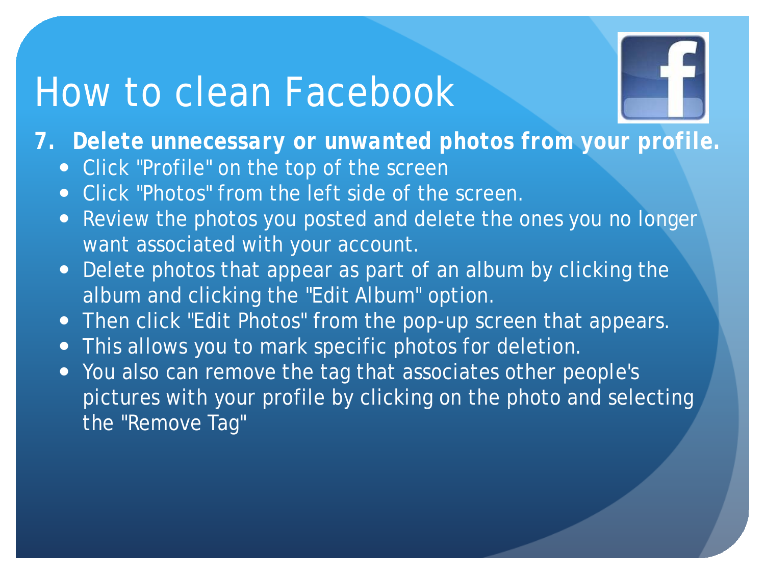# How to clean Facebook

7. **Delete unnecessary or unwanted photos from your profile.**
   - Click "Profile" on the top of the screen
   - Click "Photos" from the left side of the screen.
   - Review the photos you posted and delete the ones you no longer want associated with your account.
   - Delete photos that appear as part of an album by clicking the album and clicking the "Edit Album" option.
   - Then click "Edit Photos" from the pop-up screen that appears.
   - This allows you to mark specific photos for deletion.
   - You also can remove the tag that associates other people's pictures with your profile by clicking on the photo and selecting the "Remove Tag"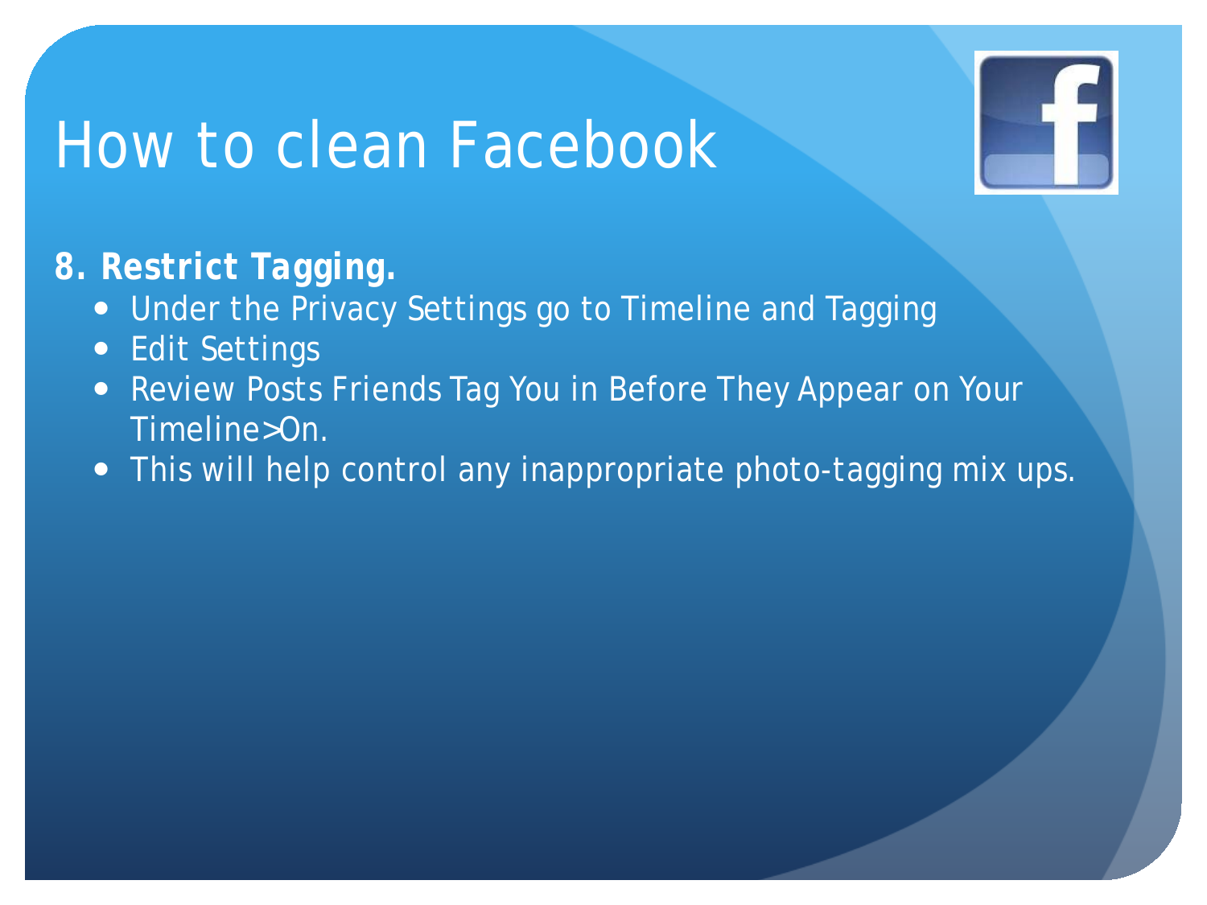# How to clean Facebook

**8. Restrict Tagging.**

- Under the Privacy Settings go to Timeline and Tagging
- Edit Settings
- Review Posts Friends Tag You in Before They Appear on Your Timeline>On.
- This will help control any inappropriate photo-tagging mix ups.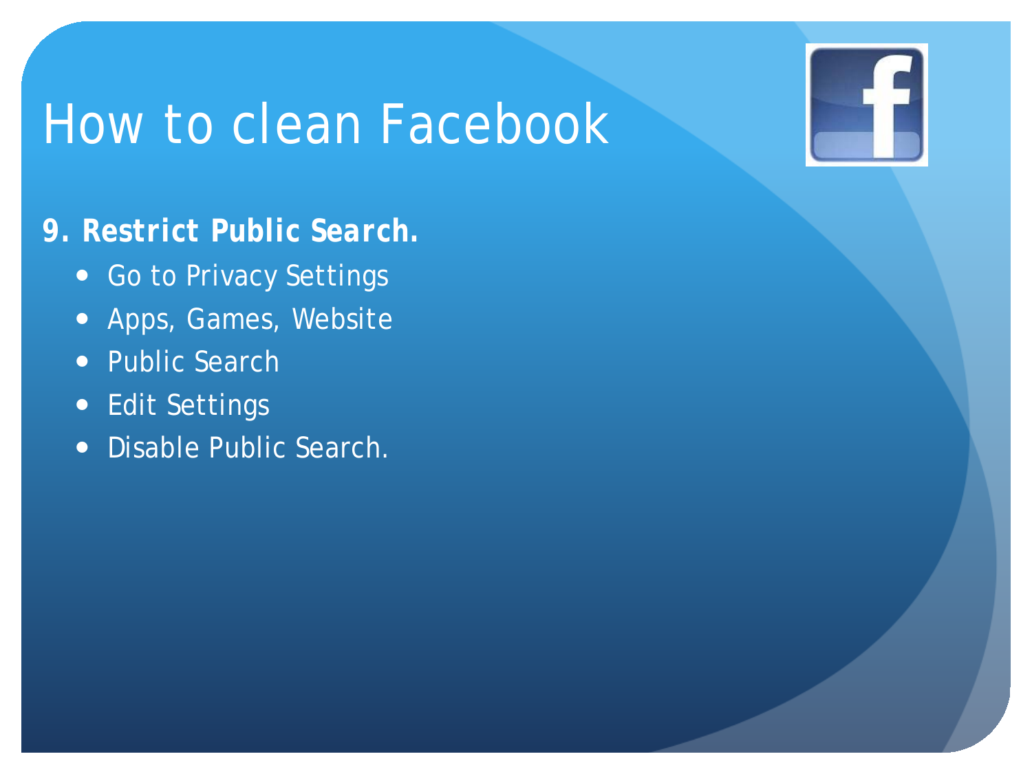# How to clean Facebook

**9. Restrict Public Search.**

- Go to Privacy Settings
- Apps, Games, Website
- Public Search
- Edit Settings
- Disable Public Search.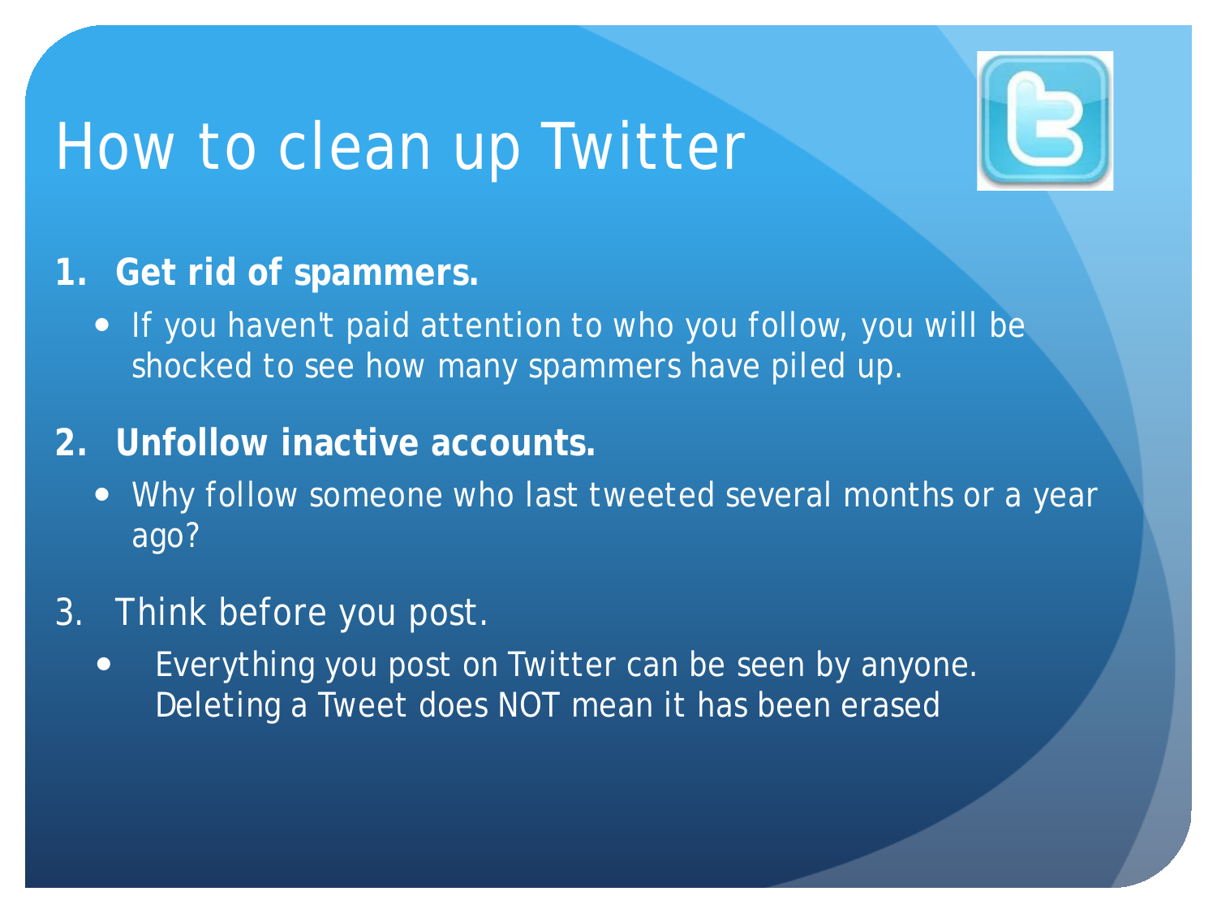# How to clean up Twitter

1. **Get rid of spammers.**
   - If you haven't paid attention to who you follow, you will be shocked to see how many spammers have piled up.
2. **Unfollow inactive accounts.**
   - Why follow someone who last tweeted several months or a year ago?
3. Think before you post.
   - Everything you post on Twitter can be seen by anyone. Deleting a Tweet does NOT mean it has been erased